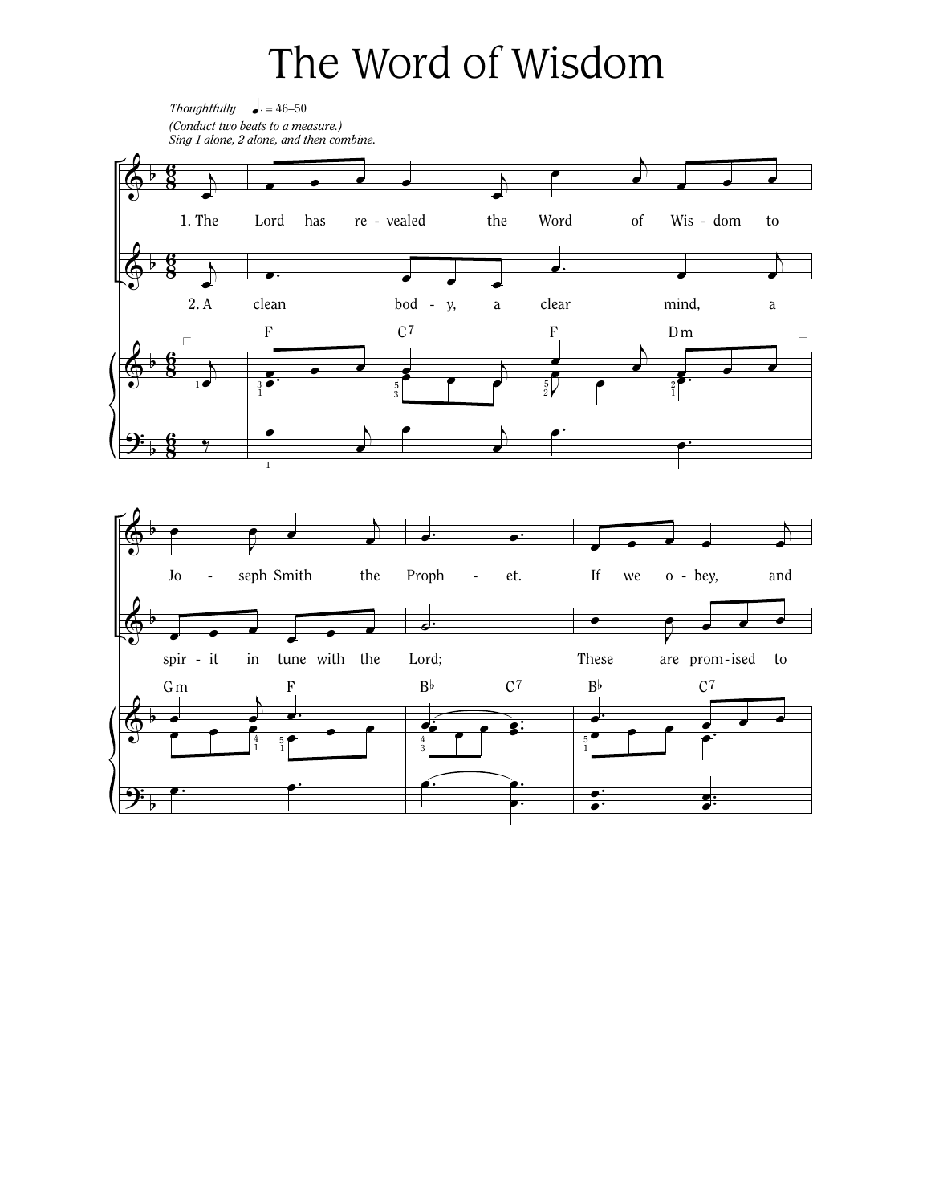# The Word of Wisdom

*Thoughtfully* ♩. = 46–50

*(Conduct two beats to a measure.)*

*Sing 1 alone, 2 alone, and then combine.*

1. The Lord has re - vealed the Word of Wis - dom to Jo - seph Smith the Proph - et. If we o - bey, and

2. A clean bod - y, a clear mind, a spir - it in tune with the Lord; These are prom - ised to

F C7 F Dm Gm F B♭ C7 B♭ C7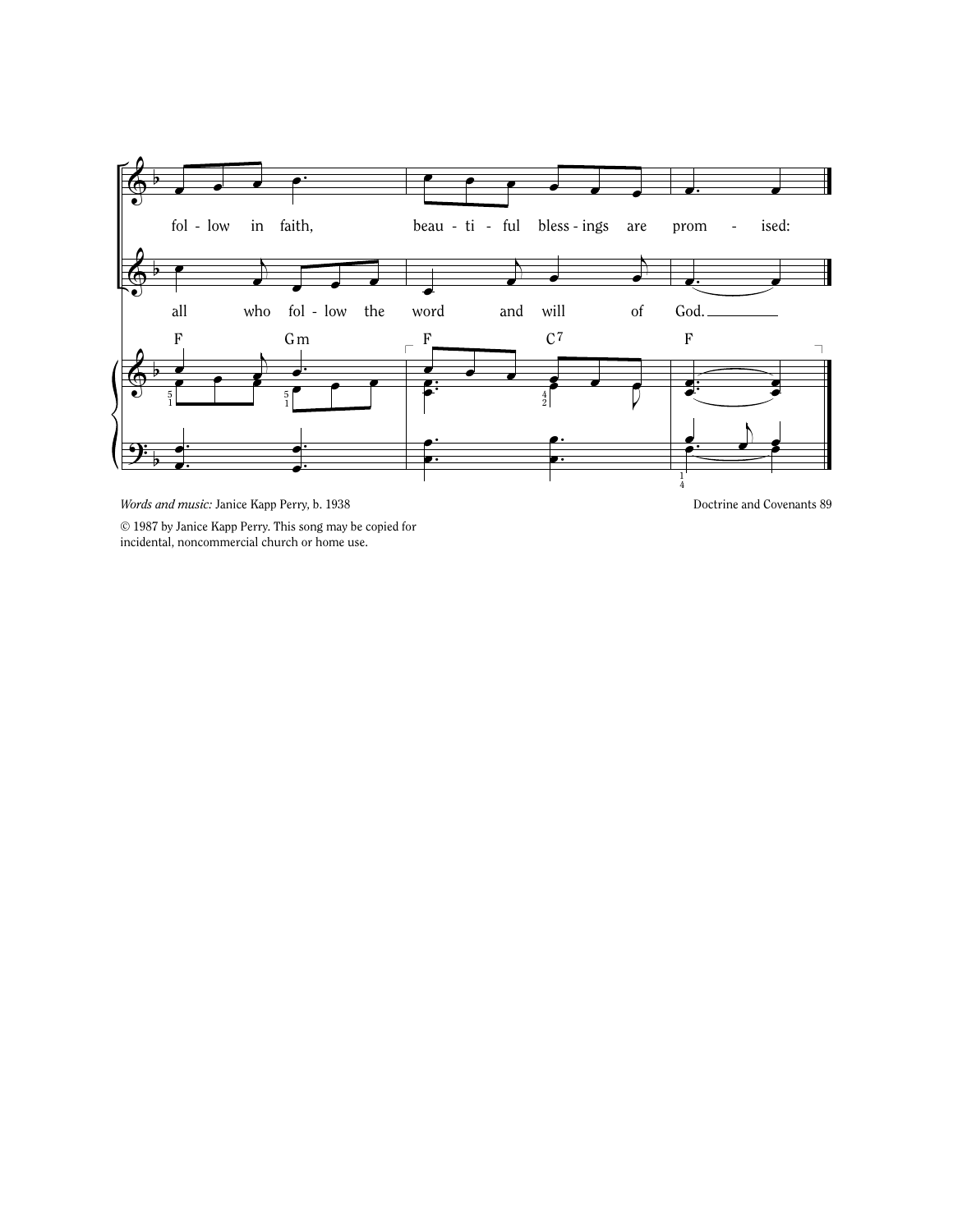fol - low in faith, beau - ti - ful bless - ings are prom - ised:

all who fol - low the word and will of God.

*Words and music:* Janice Kapp Perry, b. 1938

© 1987 by Janice Kapp Perry. This song may be copied for incidental, noncommercial church or home use.

Doctrine and Covenants 89